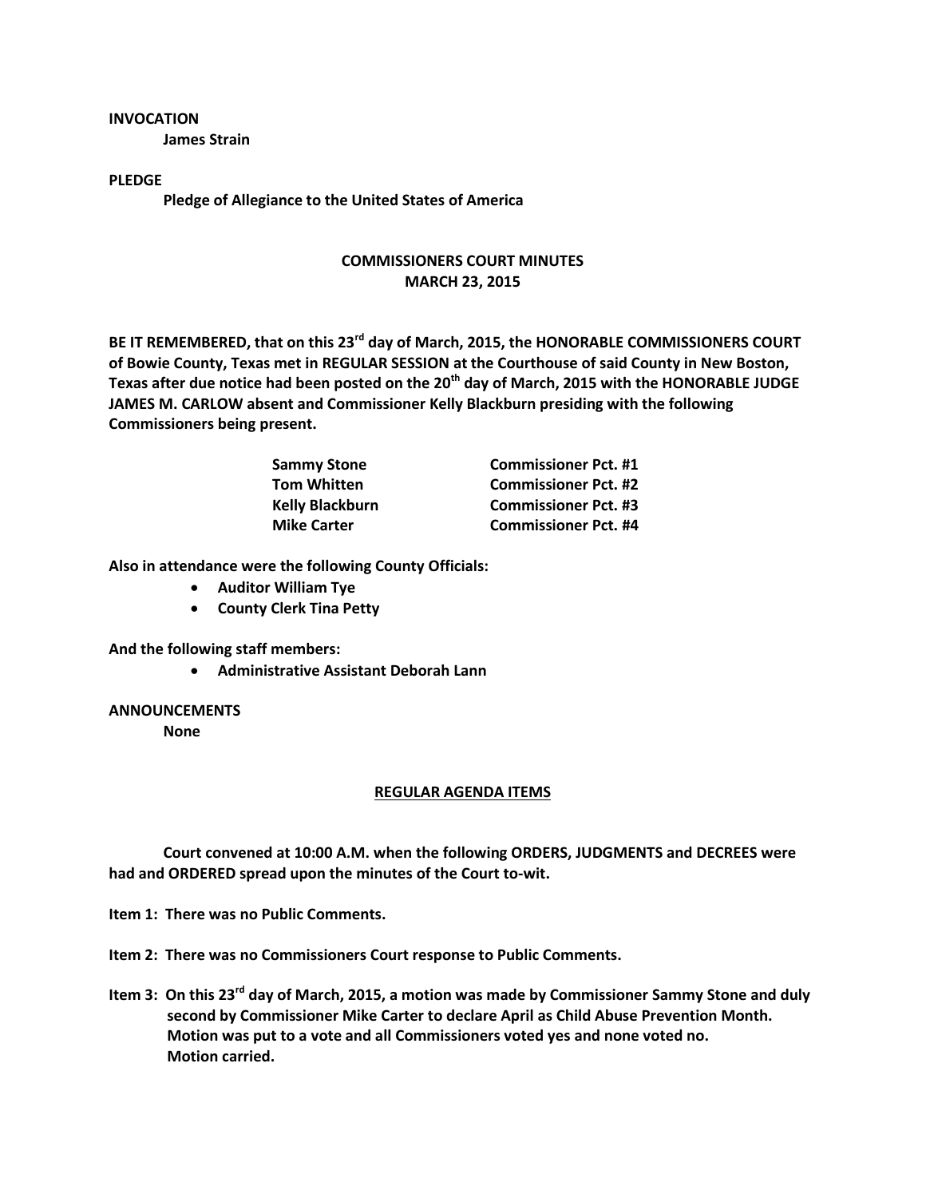**INVOCATION**

**James Strain**

**PLEDGE**

**Pledge of Allegiance to the United States of America**

**COMMISSIONERS COURT MINUTES**
**MARCH 23, 2015**

**BE IT REMEMBERED, that on this 23rd day of March, 2015, the HONORABLE COMMISSIONERS COURT of Bowie County, Texas met in REGULAR SESSION at the Courthouse of said County in New Boston, Texas after due notice had been posted on the 20th day of March, 2015 with the HONORABLE JUDGE JAMES M. CARLOW absent and Commissioner Kelly Blackburn presiding with the following Commissioners being present.**

| | |
|---|---|
| **Sammy Stone** | **Commissioner Pct. #1** |
| **Tom Whitten** | **Commissioner Pct. #2** |
| **Kelly Blackburn** | **Commissioner Pct. #3** |
| **Mike Carter** | **Commissioner Pct. #4** |

**Also in attendance were the following County Officials:**

- **Auditor William Tye**
- **County Clerk Tina Petty**

**And the following staff members:**

- **Administrative Assistant Deborah Lann**

**ANNOUNCEMENTS**

**None**

**REGULAR AGENDA ITEMS**

**Court convened at 10:00 A.M. when the following ORDERS, JUDGMENTS and DECREES were had and ORDERED spread upon the minutes of the Court to-wit.**

**Item 1: There was no Public Comments.**

**Item 2: There was no Commissioners Court response to Public Comments.**

**Item 3: On this 23rd day of March, 2015, a motion was made by Commissioner Sammy Stone and duly second by Commissioner Mike Carter to declare April as Child Abuse Prevention Month. Motion was put to a vote and all Commissioners voted yes and none voted no. Motion carried.**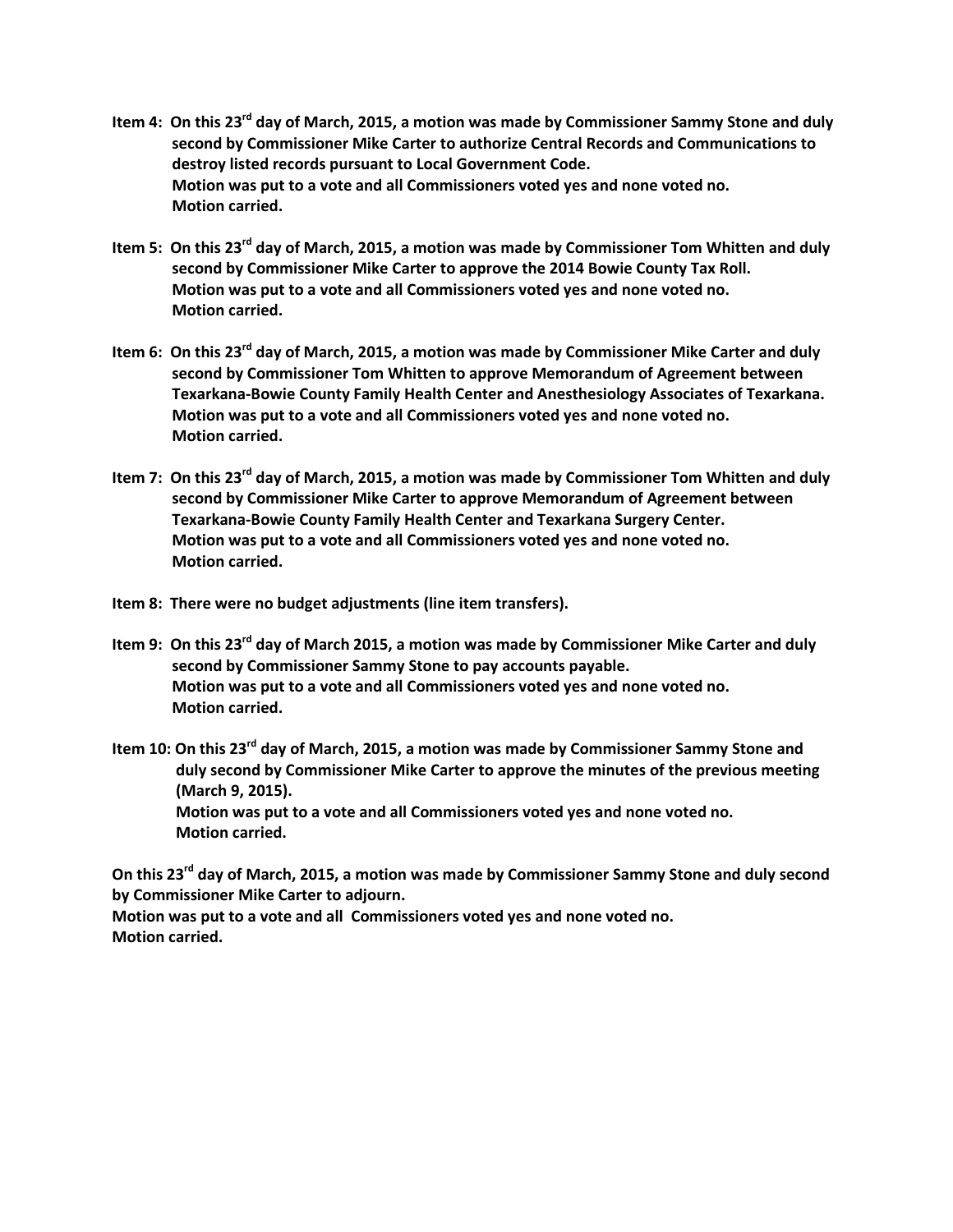**Item 4: On this 23rd day of March, 2015, a motion was made by Commissioner Sammy Stone and duly second by Commissioner Mike Carter to authorize Central Records and Communications to destroy listed records pursuant to Local Government Code.**
**Motion was put to a vote and all Commissioners voted yes and none voted no.**
**Motion carried.**

**Item 5: On this 23rd day of March, 2015, a motion was made by Commissioner Tom Whitten and duly second by Commissioner Mike Carter to approve the 2014 Bowie County Tax Roll.**
**Motion was put to a vote and all Commissioners voted yes and none voted no.**
**Motion carried.**

**Item 6: On this 23rd day of March, 2015, a motion was made by Commissioner Mike Carter and duly second by Commissioner Tom Whitten to approve Memorandum of Agreement between Texarkana-Bowie County Family Health Center and Anesthesiology Associates of Texarkana.**
**Motion was put to a vote and all Commissioners voted yes and none voted no.**
**Motion carried.**

**Item 7: On this 23rd day of March, 2015, a motion was made by Commissioner Tom Whitten and duly second by Commissioner Mike Carter to approve Memorandum of Agreement between Texarkana-Bowie County Family Health Center and Texarkana Surgery Center.**
**Motion was put to a vote and all Commissioners voted yes and none voted no.**
**Motion carried.**

**Item 8: There were no budget adjustments (line item transfers).**

**Item 9: On this 23rd day of March 2015, a motion was made by Commissioner Mike Carter and duly second by Commissioner Sammy Stone to pay accounts payable.**
**Motion was put to a vote and all Commissioners voted yes and none voted no.**
**Motion carried.**

**Item 10: On this 23rd day of March, 2015, a motion was made by Commissioner Sammy Stone and duly second by Commissioner Mike Carter to approve the minutes of the previous meeting (March 9, 2015).**
**Motion was put to a vote and all Commissioners voted yes and none voted no.**
**Motion carried.**

**On this 23rd day of March, 2015, a motion was made by Commissioner Sammy Stone and duly second by Commissioner Mike Carter to adjourn.**
**Motion was put to a vote and all Commissioners voted yes and none voted no.**
**Motion carried.**